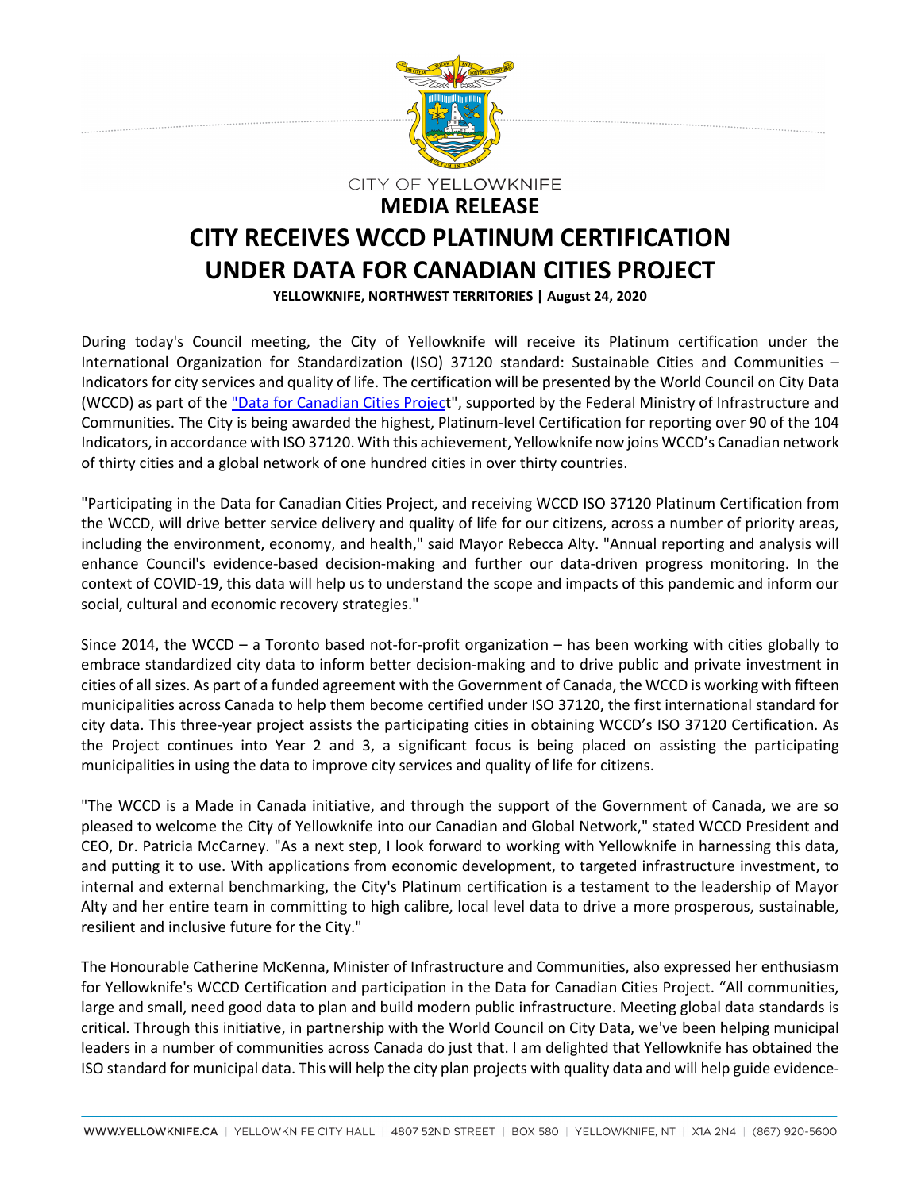CITY OF YELLOWKNIFE

**MEDIA RELEASE**

# CITY RECEIVES WCCD PLATINUM CERTIFICATION UNDER DATA FOR CANADIAN CITIES PROJECT

**YELLOWKNIFE, NORTHWEST TERRITORIES | August 24, 2020**

During today's Council meeting, the City of Yellowknife will receive its Platinum certification under the International Organization for Standardization (ISO) 37120 standard: Sustainable Cities and Communities – Indicators for city services and quality of life. The certification will be presented by the World Council on City Data (WCCD) as part of the "[Data for Canadian Cities Project]", supported by the Federal Ministry of Infrastructure and Communities. The City is being awarded the highest, Platinum-level Certification for reporting over 90 of the 104 Indicators, in accordance with ISO 37120. With this achievement, Yellowknife now joins WCCD's Canadian network of thirty cities and a global network of one hundred cities in over thirty countries.

"Participating in the Data for Canadian Cities Project, and receiving WCCD ISO 37120 Platinum Certification from the WCCD, will drive better service delivery and quality of life for our citizens, across a number of priority areas, including the environment, economy, and health," said Mayor Rebecca Alty. "Annual reporting and analysis will enhance Council's evidence-based decision-making and further our data-driven progress monitoring. In the context of COVID-19, this data will help us to understand the scope and impacts of this pandemic and inform our social, cultural and economic recovery strategies."

Since 2014, the WCCD – a Toronto based not-for-profit organization – has been working with cities globally to embrace standardized city data to inform better decision-making and to drive public and private investment in cities of all sizes. As part of a funded agreement with the Government of Canada, the WCCD is working with fifteen municipalities across Canada to help them become certified under ISO 37120, the first international standard for city data. This three-year project assists the participating cities in obtaining WCCD's ISO 37120 Certification. As the Project continues into Year 2 and 3, a significant focus is being placed on assisting the participating municipalities in using the data to improve city services and quality of life for citizens.

"The WCCD is a Made in Canada initiative, and through the support of the Government of Canada, we are so pleased to welcome the City of Yellowknife into our Canadian and Global Network," stated WCCD President and CEO, Dr. Patricia McCarney. "As a next step, I look forward to working with Yellowknife in harnessing this data, and putting it to use. With applications from economic development, to targeted infrastructure investment, to internal and external benchmarking, the City's Platinum certification is a testament to the leadership of Mayor Alty and her entire team in committing to high calibre, local level data to drive a more prosperous, sustainable, resilient and inclusive future for the City."

The Honourable Catherine McKenna, Minister of Infrastructure and Communities, also expressed her enthusiasm for Yellowknife's WCCD Certification and participation in the Data for Canadian Cities Project. "All communities, large and small, need good data to plan and build modern public infrastructure. Meeting global data standards is critical. Through this initiative, in partnership with the World Council on City Data, we've been helping municipal leaders in a number of communities across Canada do just that. I am delighted that Yellowknife has obtained the ISO standard for municipal data. This will help the city plan projects with quality data and will help guide evidence-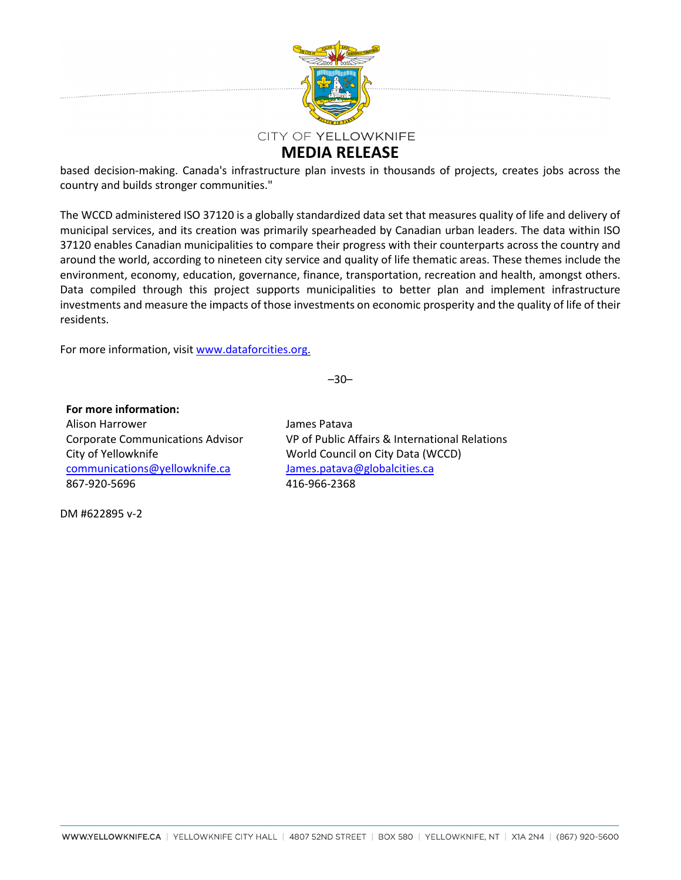based decision-making. Canada's infrastructure plan invests in thousands of projects, creates jobs across the country and builds stronger communities."

The WCCD administered ISO 37120 is a globally standardized data set that measures quality of life and delivery of municipal services, and its creation was primarily spearheaded by Canadian urban leaders. The data within ISO 37120 enables Canadian municipalities to compare their progress with their counterparts across the country and around the world, according to nineteen city service and quality of life thematic areas. These themes include the environment, economy, education, governance, finance, transportation, recreation and health, amongst others. Data compiled through this project supports municipalities to better plan and implement infrastructure investments and measure the impacts of those investments on economic prosperity and the quality of life of their residents.

For more information, visit www.dataforcities.org.

–30–

**For more information:**

Alison Harrower
Corporate Communications Advisor
City of Yellowknife
communications@yellowknife.ca
867-920-5696

James Patava
VP of Public Affairs & International Relations
World Council on City Data (WCCD)
James.patava@globalcities.ca
416-966-2368

DM #622895 v-2